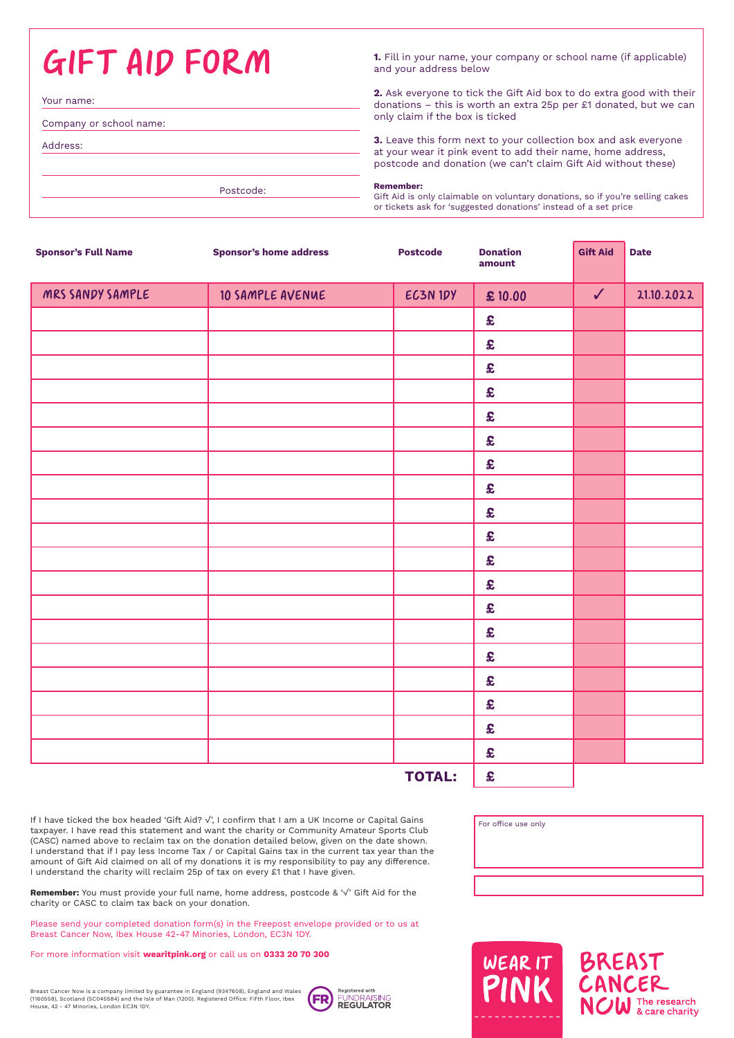# GIFT AID FORM

Your name:

Company or school name:

Address:

Postcode:

**1.** Fill in your name, your company or school name (if applicable) and your address below

**2.** Ask everyone to tick the Gift Aid box to do extra good with their donations – this is worth an extra 25p per £1 donated, but we can only claim if the box is ticked

**3.** Leave this form next to your collection box and ask everyone at your wear it pink event to add their name, home address, postcode and donation (we can't claim Gift Aid without these)

**Remember:**
Gift Aid is only claimable on voluntary donations, so if you're selling cakes or tickets ask for 'suggested donations' instead of a set price

| Sponsor's Full Name | Sponsor's home address | Postcode | Donation amount | Gift Aid | Date |
|---|---|---|---|---|---|
| MRS SANDY SAMPLE | 10 SAMPLE AVENUE | EC3N 1DY | £ 10.00 | ✓ | 21.10.2022 |
| | | | £ | | |
| | | | £ | | |
| | | | £ | | |
| | | | £ | | |
| | | | £ | | |
| | | | £ | | |
| | | | £ | | |
| | | | £ | | |
| | | | £ | | |
| | | | £ | | |
| | | | £ | | |
| | | | £ | | |
| | | | £ | | |
| | | | £ | | |
| | | | £ | | |
| | | | £ | | |
| | | | £ | | |
| | | | £ | | |
| | | | £ | | |
| | | **TOTAL:** | £ | | |

If I have ticked the box headed 'Gift Aid? √', I confirm that I am a UK Income or Capital Gains taxpayer. I have read this statement and want the charity or Community Amateur Sports Club (CASC) named above to reclaim tax on the donation detailed below, given on the date shown. I understand that if I pay less Income Tax / or Capital Gains tax in the current tax year than the amount of Gift Aid claimed on all of my donations it is my responsibility to pay any difference. I understand the charity will reclaim 25p of tax on every £1 that I have given.

**Remember:** You must provide your full name, home address, postcode & '√' Gift Aid for the charity or CASC to claim tax back on your donation.

Please send your completed donation form(s) in the Freepost envelope provided or to us at Breast Cancer Now, Ibex House 42-47 Minories, London, EC3N 1DY.

For more information visit **wearitpink.org** or call us on **0333 20 70 300**

For office use only

Breast Cancer Now is a company limited by guarantee in England (9347608), England and Wales (1160558), Scotland (SC045584) and the Isle of Man (1200). Registered Office: Fifth Floor, Ibex House, 42 - 47 Minories, London EC3N 1DY.

Registered with FUNDRAISING REGULATOR

WEAR IT PINK

BREAST CANCER NOW The research & care charity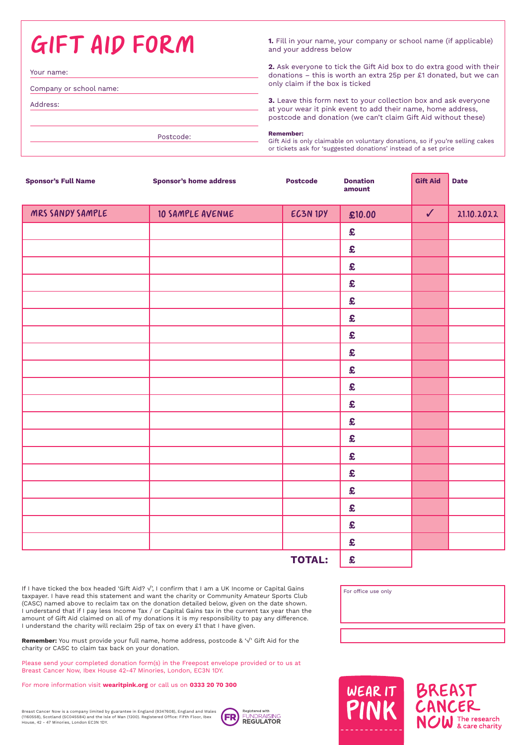# GIFT AID FORM

Your name:

Company or school name:

Address:

Postcode:

**1.** Fill in your name, your company or school name (if applicable) and your address below

**2.** Ask everyone to tick the Gift Aid box to do extra good with their donations – this is worth an extra 25p per £1 donated, but we can only claim if the box is ticked

**3.** Leave this form next to your collection box and ask everyone at your wear it pink event to add their name, home address, postcode and donation (we can't claim Gift Aid without these)

**Remember:**
Gift Aid is only claimable on voluntary donations, so if you're selling cakes or tickets ask for 'suggested donations' instead of a set price

| Sponsor's Full Name | Sponsor's home address | Postcode | Donation amount | Gift Aid | Date |
|---|---|---|---|---|---|
| MRS SANDY SAMPLE | 10 SAMPLE AVENUE | EC3N 1DY | £10.00 | ✓ | 21.10.2022 |
| | | | £ | | |
| | | | £ | | |
| | | | £ | | |
| | | | £ | | |
| | | | £ | | |
| | | | £ | | |
| | | | £ | | |
| | | | £ | | |
| | | | £ | | |
| | | | £ | | |
| | | | £ | | |
| | | | £ | | |
| | | | £ | | |
| | | | £ | | |
| | | | £ | | |
| | | | £ | | |
| | | | £ | | |
| | | | £ | | |
| | | | £ | | |
| | | **TOTAL:** | £ | | |

If I have ticked the box headed 'Gift Aid? √', I confirm that I am a UK Income or Capital Gains taxpayer. I have read this statement and want the charity or Community Amateur Sports Club (CASC) named above to reclaim tax on the donation detailed below, given on the date shown. I understand that if I pay less Income Tax / or Capital Gains tax in the current tax year than the amount of Gift Aid claimed on all of my donations it is my responsibility to pay any difference. I understand the charity will reclaim 25p of tax on every £1 that I have given.

**Remember:** You must provide your full name, home address, postcode & '√' Gift Aid for the charity or CASC to claim tax back on your donation.

Please send your completed donation form(s) in the Freepost envelope provided or to us at Breast Cancer Now, Ibex House 42-47 Minories, London, EC3N 1DY.

For more information visit **wearitpink.org** or call us on **0333 20 70 300**

For office use only

Breast Cancer Now is a company limited by guarantee in England (9347608), England and Wales (1160558), Scotland (SC045584) and the Isle of Man (1200). Registered Office: Fifth Floor, Ibex House, 42 - 47 Minories, London EC3N 1DY.

Registered with FUNDRAISING REGULATOR

WEAR IT PINK

BREAST CANCER NOW The research & care charity